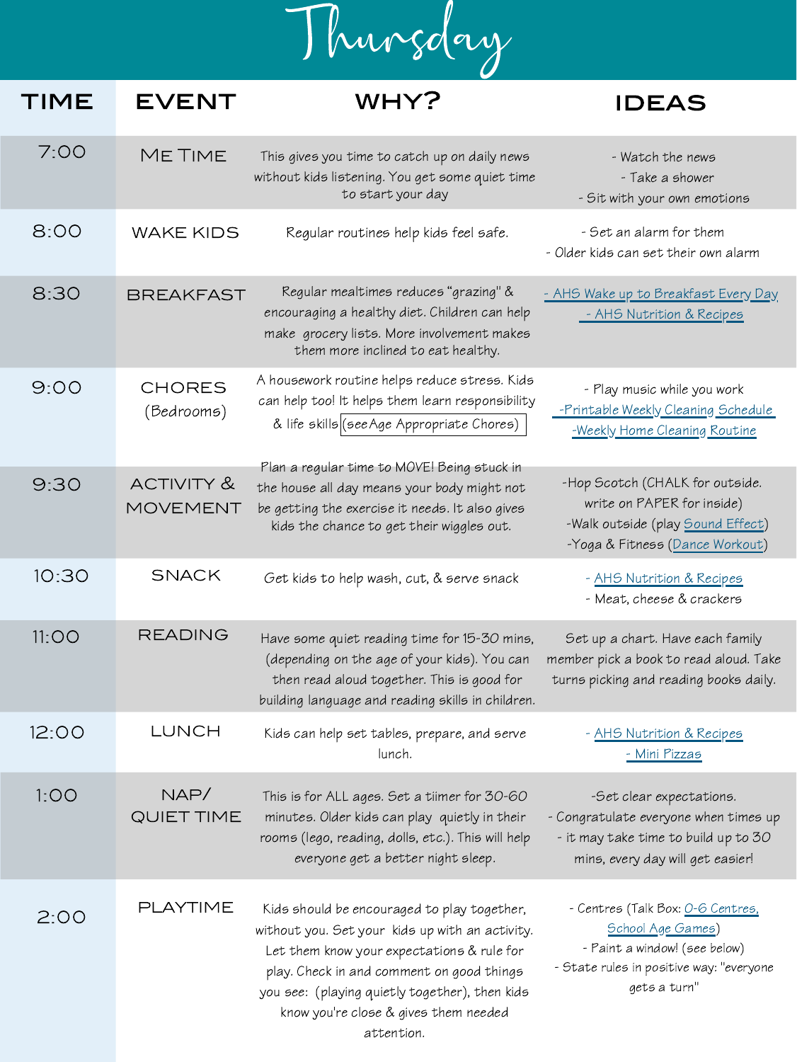# Thursday

| TIME | EVENT | WHY? | IDEAS |
|---|---|---|---|
| 7:00 | ME TIME | This gives you time to catch up on daily news without kids listening. You get some quiet time to start your day | - Watch the news<br>- Take a shower<br>- Sit with your own emotions |
| 8:00 | WAKE KIDS | Regular routines help kids feel safe. | - Set an alarm for them<br>- Older kids can set their own alarm |
| 8:30 | BREAKFAST | Regular mealtimes reduces "grazing" & encouraging a healthy diet. Children can help make grocery lists. More involvement makes them more inclined to eat healthy. | - AHS Wake up to Breakfast Every Day<br>- AHS Nutrition & Recipes |
| 9:00 | CHORES (Bedrooms) | A housework routine helps reduce stress. Kids can help too! It helps them learn responsibility & life skills (see Age Appropriate Chores) | - Play music while you work<br>-Printable Weekly Cleaning Schedule<br>-Weekly Home Cleaning Routine |
| 9:30 | ACTIVITY & MOVEMENT | Plan a regular time to MOVE! Being stuck in the house all day means your body might not be getting the exercise it needs. It also gives kids the chance to get their wiggles out. | -Hop Scotch (CHALK for outside. write on PAPER for inside)<br>-Walk outside (play Sound Effect)<br>-Yoga & Fitness (Dance Workout) |
| 10:30 | SNACK | Get kids to help wash, cut, & serve snack | - AHS Nutrition & Recipes<br>- Meat, cheese & crackers |
| 11:00 | READING | Have some quiet reading time for 15-30 mins, (depending on the age of your kids). You can then read aloud together. This is good for building language and reading skills in children. | Set up a chart. Have each family member pick a book to read aloud. Take turns picking and reading books daily. |
| 12:00 | LUNCH | Kids can help set tables, prepare, and serve lunch. | - AHS Nutrition & Recipes<br>- Mini Pizzas |
| 1:00 | NAP/ QUIET TIME | This is for ALL ages. Set a tiimer for 30-60 minutes. Older kids can play quietly in their rooms (lego, reading, dolls, etc.). This will help everyone get a better night sleep. | -Set clear expectations.<br>- Congratulate everyone when times up<br>- it may take time to build up to 30 mins, every day will get easier! |
| 2:00 | PLAYTIME | Kids should be encouraged to play together, without you. Set your kids up with an activity. Let them know your expectations & rule for play. Check in and comment on good things you see: (playing quietly together), then kids know you're close & gives them needed attention. | - Centres (Talk Box: 0-6 Centres, School Age Games)<br>- Paint a window! (see below)<br>- State rules in positive way: "everyone gets a turn" |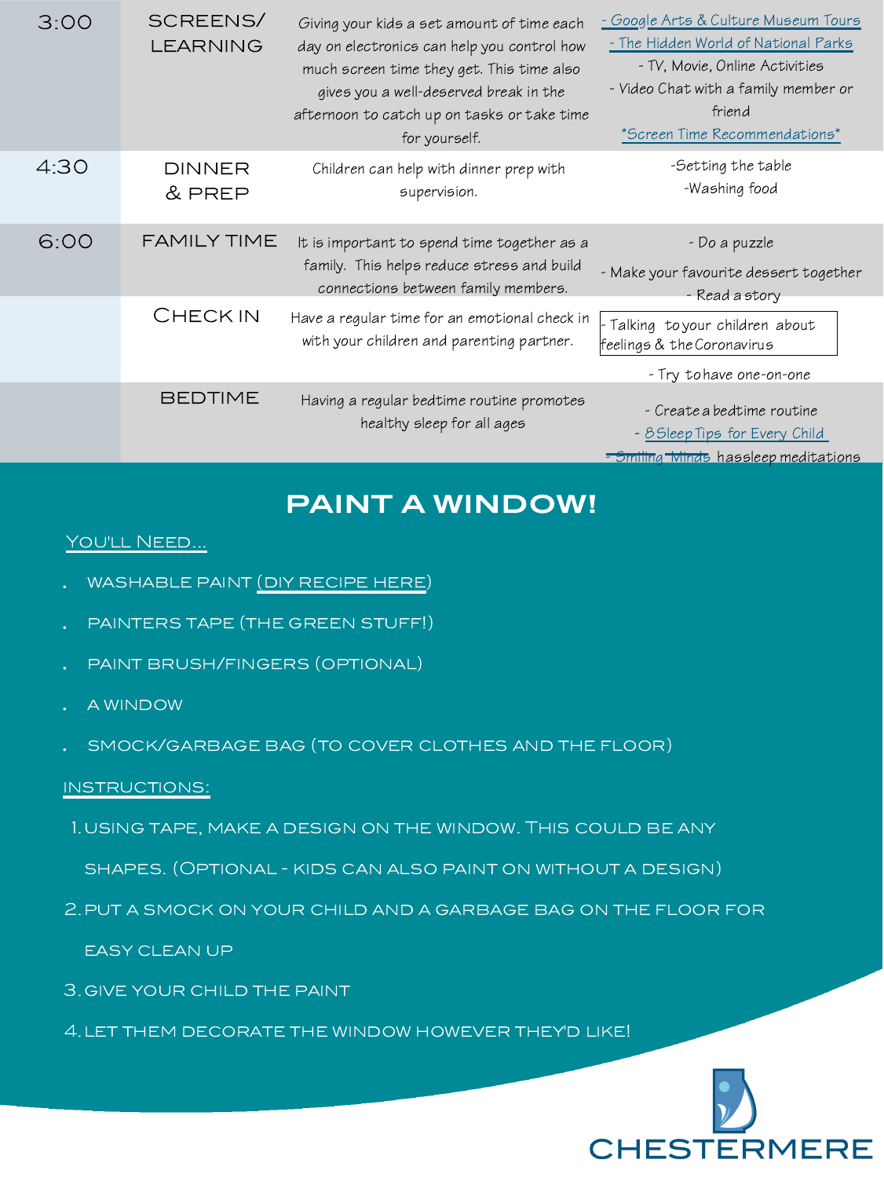| | | | |
|---|---|---|---|
| 3:00 | SCREENS/ LEARNING | Giving your kids a set amount of time each day on electronics can help you control how much screen time they get. This time also gives you a well-deserved break in the afternoon to catch up on tasks or take time for yourself. | - Google Arts & Culture Museum Tours<br>- The Hidden World of National Parks<br>- TV, Movie, Online Activities<br>- Video Chat with a family member or friend<br>*Screen Time Recommendations* |
| 4:30 | DINNER & PREP | Children can help with dinner prep with supervision. | -Setting the table<br>-Washing food |
| 6:00 | FAMILY TIME | It is important to spend time together as a family. This helps reduce stress and build connections between family members. | - Do a puzzle<br>- Make your favourite dessert together<br>- Read a story |
| | CHECK IN | Have a regular time for an emotional check in with your children and parenting partner. | - Talking to your children about feelings & the Coronavirus<br>- Try to have one-on-one |
| | BEDTIME | Having a regular bedtime routine promotes healthy sleep for all ages | - Create a bedtime routine<br>- 8 Sleep Tips for Every Child<br>- Smiling Minds has sleep meditations |

# PAINT A WINDOW!

YOU'LL NEED...

- WASHABLE PAINT (DIY RECIPE HERE)
- PAINTERS TAPE (THE GREEN STUFF!)
- PAINT BRUSH/FINGERS (OPTIONAL)
- A WINDOW
- SMOCK/GARBAGE BAG (TO COVER CLOTHES AND THE FLOOR)

INSTRUCTIONS:

1. USING TAPE, MAKE A DESIGN ON THE WINDOW. THIS COULD BE ANY SHAPES. (OPTIONAL - KIDS CAN ALSO PAINT ON WITHOUT A DESIGN)
2. PUT A SMOCK ON YOUR CHILD AND A GARBAGE BAG ON THE FLOOR FOR EASY CLEAN UP
3. GIVE YOUR CHILD THE PAINT
4. LET THEM DECORATE THE WINDOW HOWEVER THEY'D LIKE!

CHESTERMERE